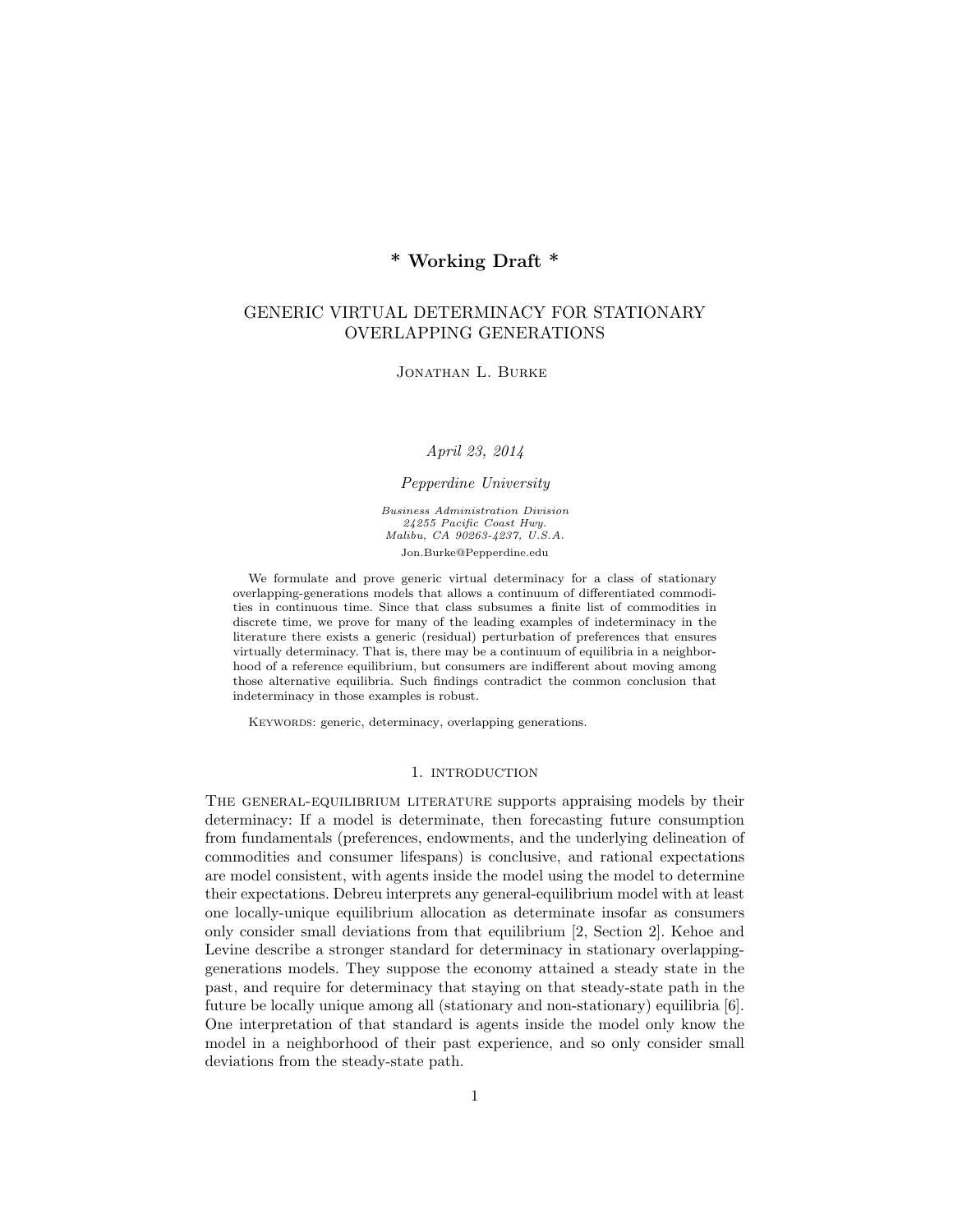**\* Working Draft \***

# GENERIC VIRTUAL DETERMINACY FOR STATIONARY OVERLAPPING GENERATIONS

Jonathan L. Burke

*April 23, 2014*

*Pepperdine University*

*Business Administration Division*
*24255 Pacific Coast Hwy.*
*Malibu, CA 90263-4237, U.S.A.*
Jon.Burke@Pepperdine.edu

We formulate and prove generic virtual determinacy for a class of stationary overlapping-generations models that allows a continuum of differentiated commodities in continuous time. Since that class subsumes a finite list of commodities in discrete time, we prove for many of the leading examples of indeterminacy in the literature there exists a generic (residual) perturbation of preferences that ensures virtually determinacy. That is, there may be a continuum of equilibria in a neighborhood of a reference equilibrium, but consumers are indifferent about moving among those alternative equilibria. Such findings contradict the common conclusion that indeterminacy in those examples is robust.

Keywords: generic, determinacy, overlapping generations.

## 1. INTRODUCTION

The general-equilibrium literature supports appraising models by their determinacy: If a model is determinate, then forecasting future consumption from fundamentals (preferences, endowments, and the underlying delineation of commodities and consumer lifespans) is conclusive, and rational expectations are model consistent, with agents inside the model using the model to determine their expectations. Debreu interprets any general-equilibrium model with at least one locally-unique equilibrium allocation as determinate insofar as consumers only consider small deviations from that equilibrium [2, Section 2]. Kehoe and Levine describe a stronger standard for determinacy in stationary overlapping-generations models. They suppose the economy attained a steady state in the past, and require for determinacy that staying on that steady-state path in the future be locally unique among all (stationary and non-stationary) equilibria [6]. One interpretation of that standard is agents inside the model only know the model in a neighborhood of their past experience, and so only consider small deviations from the steady-state path.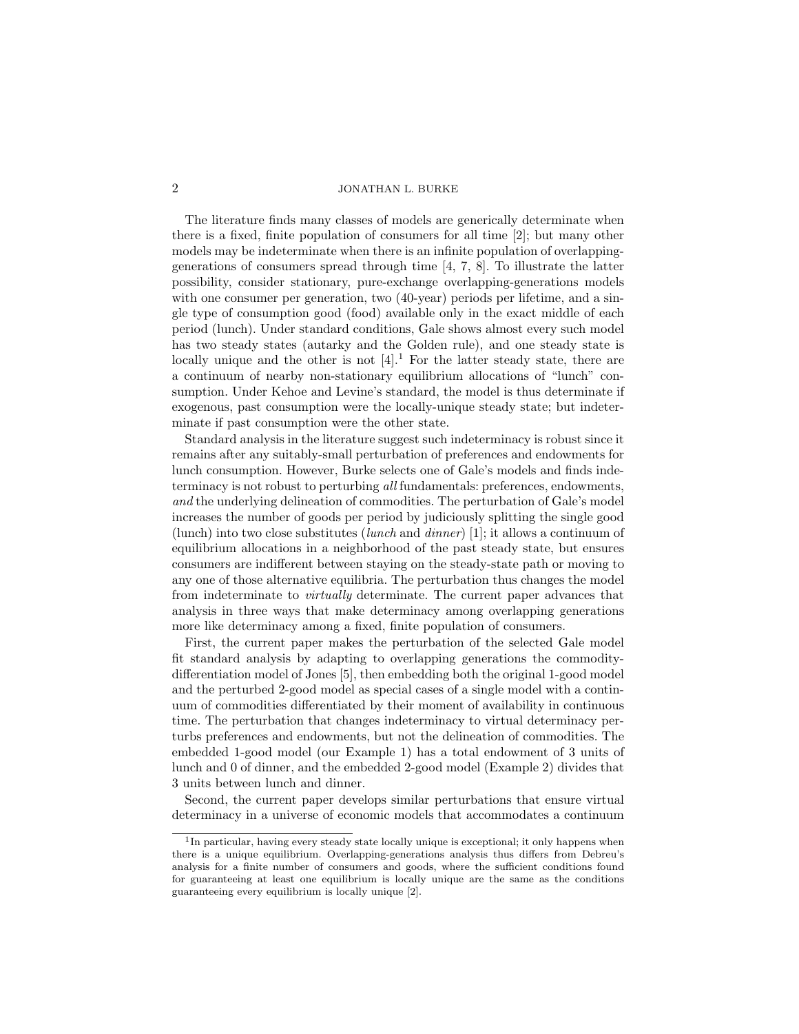The literature finds many classes of models are generically determinate when there is a fixed, finite population of consumers for all time [2]; but many other models may be indeterminate when there is an infinite population of overlapping-generations of consumers spread through time [4, 7, 8]. To illustrate the latter possibility, consider stationary, pure-exchange overlapping-generations models with one consumer per generation, two (40-year) periods per lifetime, and a single type of consumption good (food) available only in the exact middle of each period (lunch). Under standard conditions, Gale shows almost every such model has two steady states (autarky and the Golden rule), and one steady state is locally unique and the other is not [4].[1] For the latter steady state, there are a continuum of nearby non-stationary equilibrium allocations of "lunch" consumption. Under Kehoe and Levine's standard, the model is thus determinate if exogenous, past consumption were the locally-unique steady state; but indeterminate if past consumption were the other state.

Standard analysis in the literature suggest such indeterminacy is robust since it remains after any suitably-small perturbation of preferences and endowments for lunch consumption. However, Burke selects one of Gale's models and finds indeterminacy is not robust to perturbing *all* fundamentals: preferences, endowments, *and* the underlying delineation of commodities. The perturbation of Gale's model increases the number of goods per period by judiciously splitting the single good (lunch) into two close substitutes (*lunch* and *dinner*) [1]; it allows a continuum of equilibrium allocations in a neighborhood of the past steady state, but ensures consumers are indifferent between staying on the steady-state path or moving to any one of those alternative equilibria. The perturbation thus changes the model from indeterminate to *virtually* determinate. The current paper advances that analysis in three ways that make determinacy among overlapping generations more like determinacy among a fixed, finite population of consumers.

First, the current paper makes the perturbation of the selected Gale model fit standard analysis by adapting to overlapping generations the commodity-differentiation model of Jones [5], then embedding both the original 1-good model and the perturbed 2-good model as special cases of a single model with a continuum of commodities differentiated by their moment of availability in continuous time. The perturbation that changes indeterminacy to virtual determinacy perturbs preferences and endowments, but not the delineation of commodities. The embedded 1-good model (our Example 1) has a total endowment of 3 units of lunch and 0 of dinner, and the embedded 2-good model (Example 2) divides that 3 units between lunch and dinner.

Second, the current paper develops similar perturbations that ensure virtual determinacy in a universe of economic models that accommodates a continuum

[1] In particular, having every steady state locally unique is exceptional; it only happens when there is a unique equilibrium. Overlapping-generations analysis thus differs from Debreu's analysis for a finite number of consumers and goods, where the sufficient conditions found for guaranteeing at least one equilibrium is locally unique are the same as the conditions guaranteeing every equilibrium is locally unique [2].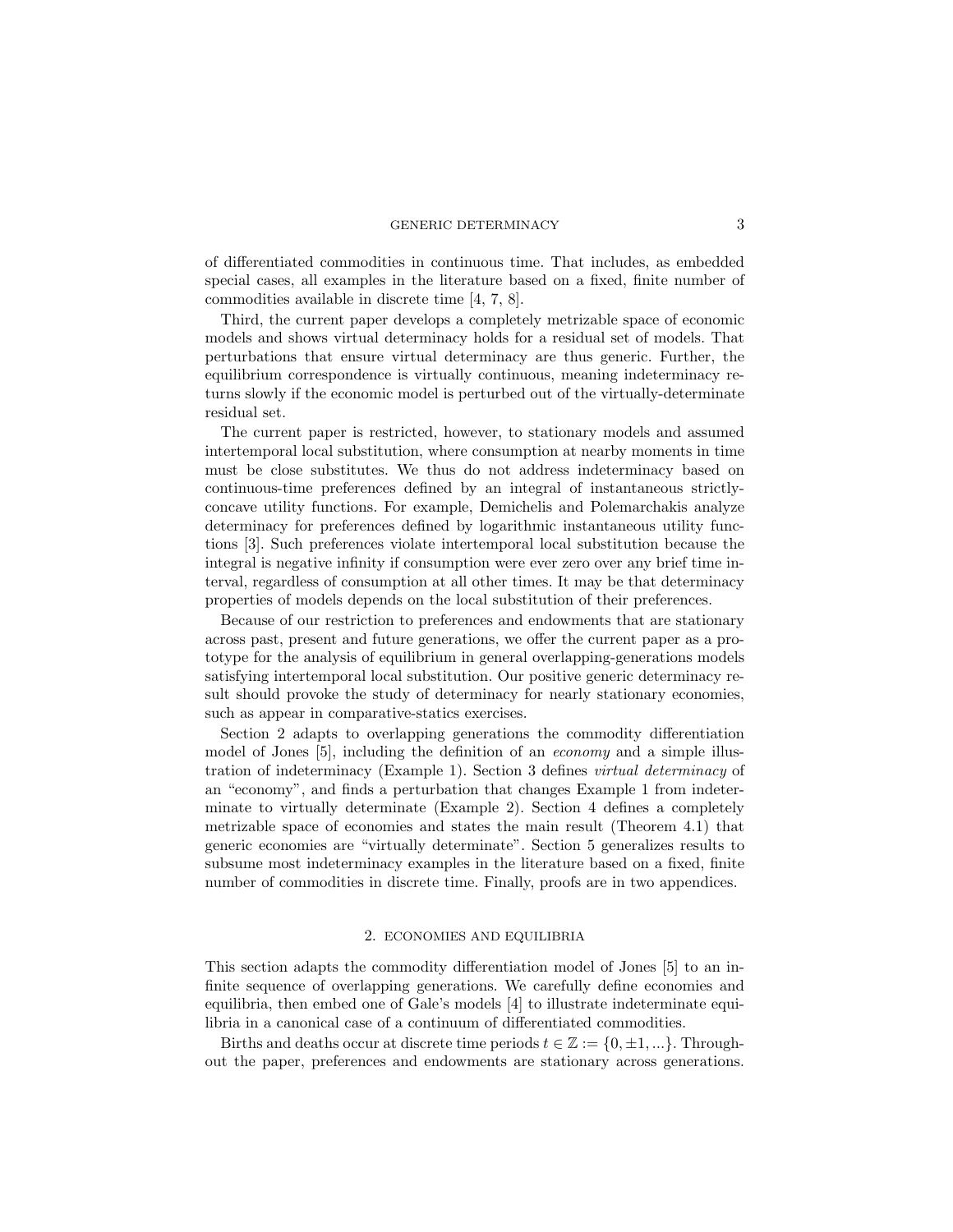of differentiated commodities in continuous time. That includes, as embedded special cases, all examples in the literature based on a fixed, finite number of commodities available in discrete time [4, 7, 8].

Third, the current paper develops a completely metrizable space of economic models and shows virtual determinacy holds for a residual set of models. That perturbations that ensure virtual determinacy are thus generic. Further, the equilibrium correspondence is virtually continuous, meaning indeterminacy returns slowly if the economic model is perturbed out of the virtually-determinate residual set.

The current paper is restricted, however, to stationary models and assumed intertemporal local substitution, where consumption at nearby moments in time must be close substitutes. We thus do not address indeterminacy based on continuous-time preferences defined by an integral of instantaneous strictly-concave utility functions. For example, Demichelis and Polemarchakis analyze determinacy for preferences defined by logarithmic instantaneous utility functions [3]. Such preferences violate intertemporal local substitution because the integral is negative infinity if consumption were ever zero over any brief time interval, regardless of consumption at all other times. It may be that determinacy properties of models depends on the local substitution of their preferences.

Because of our restriction to preferences and endowments that are stationary across past, present and future generations, we offer the current paper as a prototype for the analysis of equilibrium in general overlapping-generations models satisfying intertemporal local substitution. Our positive generic determinacy result should provoke the study of determinacy for nearly stationary economies, such as appear in comparative-statics exercises.

Section 2 adapts to overlapping generations the commodity differentiation model of Jones [5], including the definition of an *economy* and a simple illustration of indeterminacy (Example 1). Section 3 defines *virtual determinacy* of an "economy", and finds a perturbation that changes Example 1 from indeterminate to virtually determinate (Example 2). Section 4 defines a completely metrizable space of economies and states the main result (Theorem 4.1) that generic economies are "virtually determinate". Section 5 generalizes results to subsume most indeterminacy examples in the literature based on a fixed, finite number of commodities in discrete time. Finally, proofs are in two appendices.

## 2. ECONOMIES AND EQUILIBRIA

This section adapts the commodity differentiation model of Jones [5] to an infinite sequence of overlapping generations. We carefully define economies and equilibria, then embed one of Gale's models [4] to illustrate indeterminate equilibria in a canonical case of a continuum of differentiated commodities.

Births and deaths occur at discrete time periods $t \in \mathbb{Z} := \{0, \pm 1, ...\}$. Throughout the paper, preferences and endowments are stationary across generations.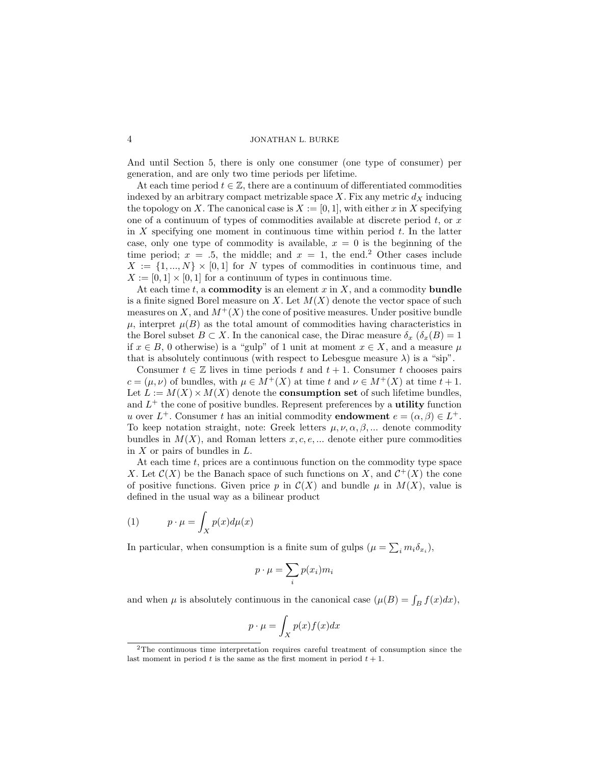And until Section 5, there is only one consumer (one type of consumer) per generation, and are only two time periods per lifetime.

At each time period $t \in \mathbb{Z}$, there are a continuum of differentiated commodities indexed by an arbitrary compact metrizable space $X$. Fix any metric $d_X$ inducing the topology on $X$. The canonical case is $X := [0, 1]$, with either $x$ in $X$ specifying one of a continuum of types of commodities available at discrete period $t$, or $x$ in $X$ specifying one moment in continuous time within period $t$. In the latter case, only one type of commodity is available, $x = 0$ is the beginning of the time period; $x = .5$, the middle; and $x = 1$, the end.[2] Other cases include $X := \{1, ..., N\} \times [0, 1]$ for $N$ types of commodities in continuous time, and $X := [0, 1] \times [0, 1]$ for a continuum of types in continuous time.

At each time $t$, a **commodity** is an element $x$ in $X$, and a commodity **bundle** is a finite signed Borel measure on $X$. Let $M(X)$ denote the vector space of such measures on $X$, and $M^+(X)$ the cone of positive measures. Under positive bundle $\mu$, interpret $\mu(B)$ as the total amount of commodities having characteristics in the Borel subset $B \subset X$. In the canonical case, the Dirac measure $\delta_x$ ($\delta_x(B) = 1$ if $x \in B$, 0 otherwise) is a "gulp" of 1 unit at moment $x \in X$, and a measure $\mu$ that is absolutely continuous (with respect to Lebesgue measure $\lambda$) is a "sip".

Consumer $t \in \mathbb{Z}$ lives in time periods $t$ and $t+1$. Consumer $t$ chooses pairs $c = (\mu, \nu)$ of bundles, with $\mu \in M^+(X)$ at time $t$ and $\nu \in M^+(X)$ at time $t + 1$. Let $L := M(X) \times M(X)$ denote the **consumption set** of such lifetime bundles, and $L^+$ the cone of positive bundles. Represent preferences by a **utility** function $u$ over $L^+$. Consumer $t$ has an initial commodity **endowment** $e = (\alpha, \beta) \in L^+$. To keep notation straight, note: Greek letters $\mu, \nu, \alpha, \beta, ...$ denote commodity bundles in $M(X)$, and Roman letters $x, c, e, ...$ denote either pure commodities in $X$ or pairs of bundles in $L$.

At each time $t$, prices are a continuous function on the commodity type space $X$. Let $\mathcal{C}(X)$ be the Banach space of such functions on $X$, and $\mathcal{C}^+(X)$ the cone of positive functions. Given price $p$ in $\mathcal{C}(X)$ and bundle $\mu$ in $M(X)$, value is defined in the usual way as a bilinear product

$$p \cdot \mu = \int_X p(x) d\mu(x) \tag{1}$$

In particular, when consumption is a finite sum of gulps ($\mu = \sum_i m_i \delta_{x_i}$),

$$p \cdot \mu = \sum_i p(x_i) m_i$$

and when $\mu$ is absolutely continuous in the canonical case ($\mu(B) = \int_B f(x)dx$),

$$p \cdot \mu = \int_X p(x) f(x) dx$$

---

[2]The continuous time interpretation requires careful treatment of consumption since the last moment in period $t$ is the same as the first moment in period $t + 1$.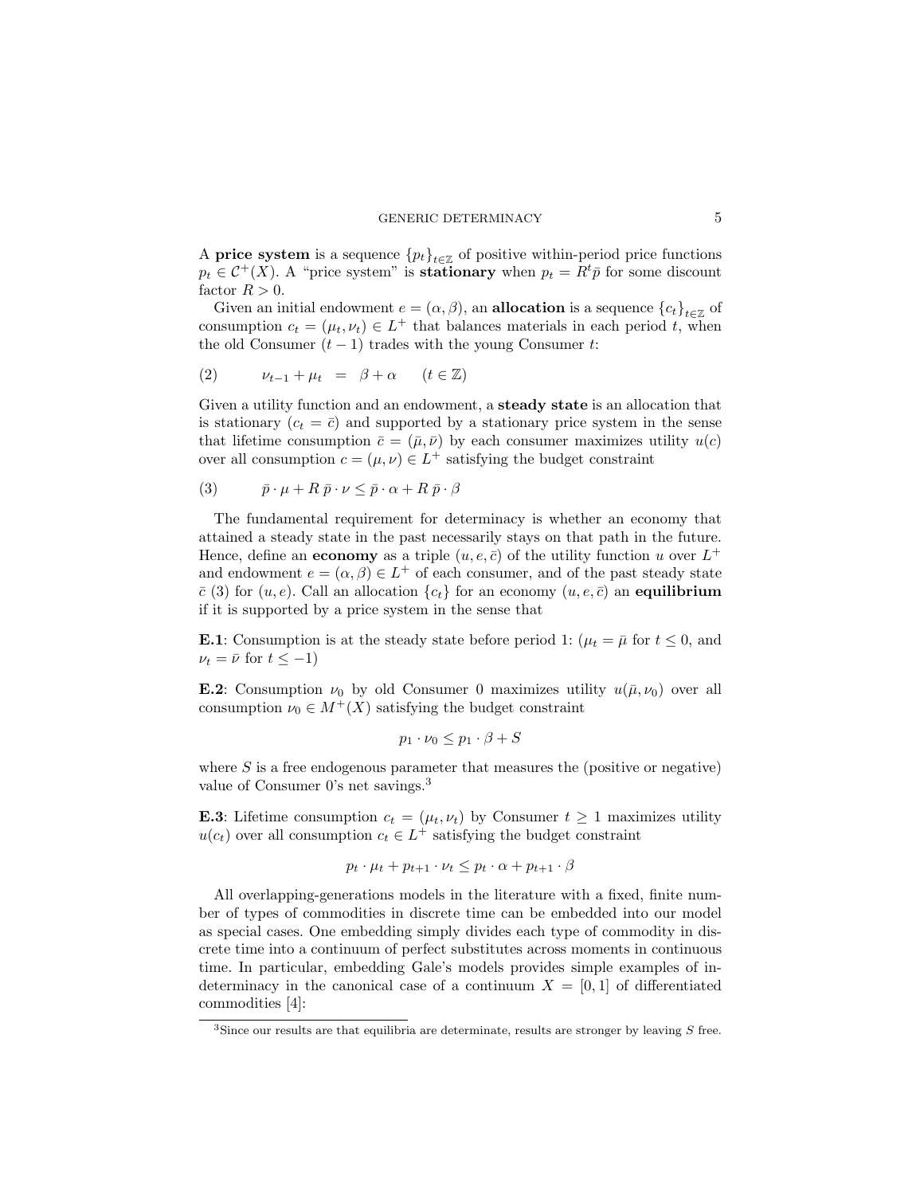A **price system** is a sequence $\{p_t\}_{t\in\mathbb{Z}}$ of positive within-period price functions $p_t \in \mathcal{C}^+(X)$. A "price system" is **stationary** when $p_t = R^t \bar{p}$ for some discount factor $R > 0$.

Given an initial endowment $e = (\alpha, \beta)$, an **allocation** is a sequence $\{c_t\}_{t\in\mathbb{Z}}$ of consumption $c_t = (\mu_t, \nu_t) \in L^+$ that balances materials in each period $t$, when the old Consumer $(t-1)$ trades with the young Consumer $t$:

$$\nu_{t-1} + \mu_t \;=\; \beta + \alpha \qquad (t \in \mathbb{Z}) \tag{2}$$

Given a utility function and an endowment, a **steady state** is an allocation that is stationary ($c_t = \bar{c}$) and supported by a stationary price system in the sense that lifetime consumption $\bar{c} = (\bar{\mu}, \bar{\nu})$ by each consumer maximizes utility $u(c)$ over all consumption $c = (\mu, \nu) \in L^+$ satisfying the budget constraint

$$\bar{p} \cdot \mu + R\, \bar{p} \cdot \nu \leq \bar{p} \cdot \alpha + R\, \bar{p} \cdot \beta \tag{3}$$

The fundamental requirement for determinacy is whether an economy that attained a steady state in the past necessarily stays on that path in the future. Hence, define an **economy** as a triple $(u, e, \bar{c})$ of the utility function $u$ over $L^+$ and endowment $e = (\alpha, \beta) \in L^+$ of each consumer, and of the past steady state $\bar{c}$ (3) for $(u, e)$. Call an allocation $\{c_t\}$ for an economy $(u, e, \bar{c})$ an **equilibrium** if it is supported by a price system in the sense that

**E.1**: Consumption is at the steady state before period 1: ($\mu_t = \bar{\mu}$ for $t \leq 0$, and $\nu_t = \bar{\nu}$ for $t \leq -1$)

**E.2**: Consumption $\nu_0$ by old Consumer 0 maximizes utility $u(\bar{\mu}, \nu_0)$ over all consumption $\nu_0 \in M^+(X)$ satisfying the budget constraint

$$p_1 \cdot \nu_0 \leq p_1 \cdot \beta + S$$

where $S$ is a free endogenous parameter that measures the (positive or negative) value of Consumer 0's net savings.[3]

**E.3**: Lifetime consumption $c_t = (\mu_t, \nu_t)$ by Consumer $t \geq 1$ maximizes utility $u(c_t)$ over all consumption $c_t \in L^+$ satisfying the budget constraint

$$p_t \cdot \mu_t + p_{t+1} \cdot \nu_t \leq p_t \cdot \alpha + p_{t+1} \cdot \beta$$

All overlapping-generations models in the literature with a fixed, finite number of types of commodities in discrete time can be embedded into our model as special cases. One embedding simply divides each type of commodity in discrete time into a continuum of perfect substitutes across moments in continuous time. In particular, embedding Gale's models provides simple examples of indeterminacy in the canonical case of a continuum $X = [0, 1]$ of differentiated commodities [4]:

[3] Since our results are that equilibria are determinate, results are stronger by leaving $S$ free.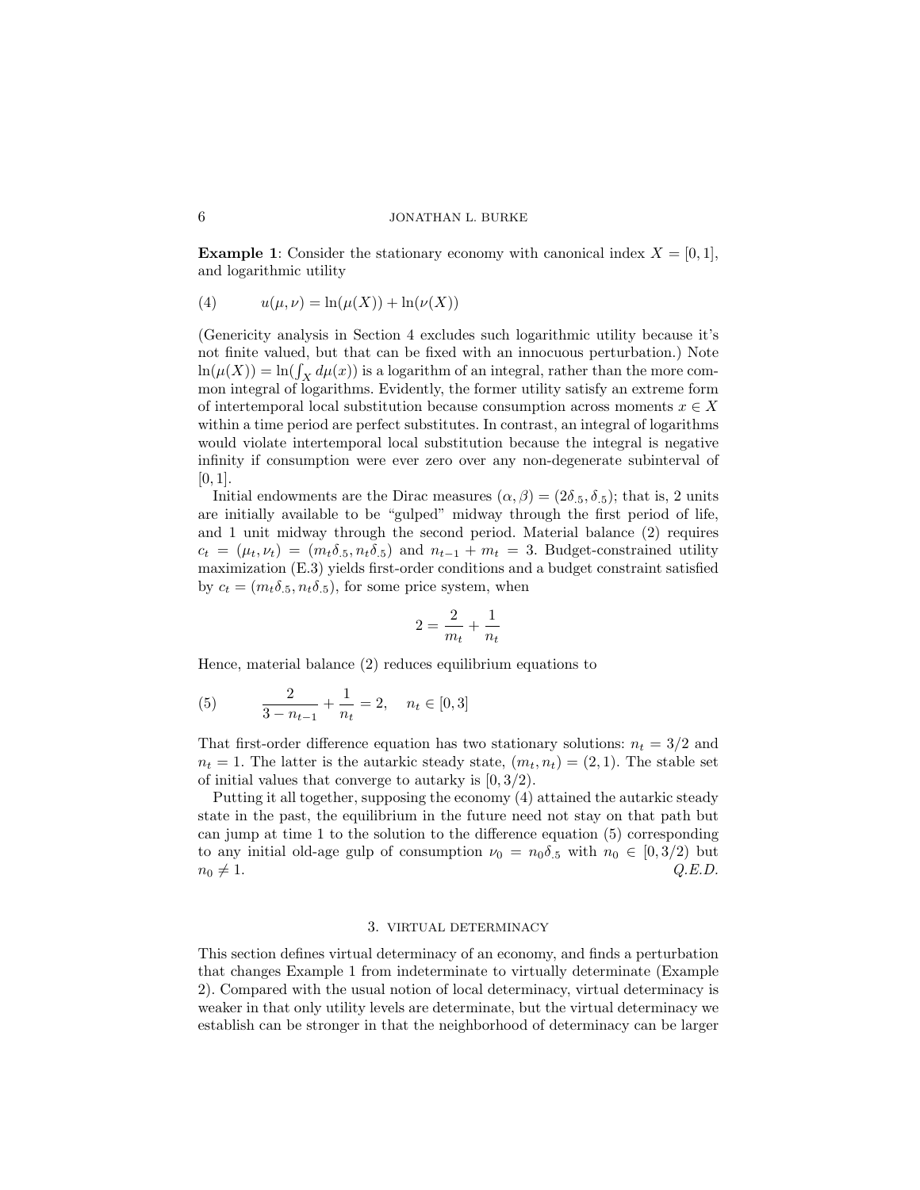**Example 1**: Consider the stationary economy with canonical index $X = [0, 1]$, and logarithmic utility

$$u(\mu, \nu) = \ln(\mu(X)) + \ln(\nu(X)) \tag{4}$$

(Genericity analysis in Section 4 excludes such logarithmic utility because it's not finite valued, but that can be fixed with an innocuous perturbation.) Note $\ln(\mu(X)) = \ln(\int_X d\mu(x))$ is a logarithm of an integral, rather than the more common integral of logarithms. Evidently, the former utility satisfy an extreme form of intertemporal local substitution because consumption across moments $x \in X$ within a time period are perfect substitutes. In contrast, an integral of logarithms would violate intertemporal local substitution because the integral is negative infinity if consumption were ever zero over any non-degenerate subinterval of $[0, 1]$.

Initial endowments are the Dirac measures $(\alpha, \beta) = (2\delta_{.5}, \delta_{.5})$; that is, 2 units are initially available to be "gulped" midway through the first period of life, and 1 unit midway through the second period. Material balance (2) requires $c_t = (\mu_t, \nu_t) = (m_t\delta_{.5}, n_t\delta_{.5})$ and $n_{t-1} + m_t = 3$. Budget-constrained utility maximization (E.3) yields first-order conditions and a budget constraint satisfied by $c_t = (m_t\delta_{.5}, n_t\delta_{.5})$, for some price system, when

$$2 = \frac{2}{m_t} + \frac{1}{n_t}$$

Hence, material balance (2) reduces equilibrium equations to

$$\frac{2}{3 - n_{t-1}} + \frac{1}{n_t} = 2, \quad n_t \in [0, 3] \tag{5}$$

That first-order difference equation has two stationary solutions: $n_t = 3/2$ and $n_t = 1$. The latter is the autarkic steady state, $(m_t, n_t) = (2, 1)$. The stable set of initial values that converge to autarky is $[0, 3/2)$.

Putting it all together, supposing the economy (4) attained the autarkic steady state in the past, the equilibrium in the future need not stay on that path but can jump at time 1 to the solution to the difference equation (5) corresponding to any initial old-age gulp of consumption $\nu_0 = n_0\delta_{.5}$ with $n_0 \in [0, 3/2)$ but $n_0 \neq 1$. *Q.E.D.*

## 3. VIRTUAL DETERMINACY

This section defines virtual determinacy of an economy, and finds a perturbation that changes Example 1 from indeterminate to virtually determinate (Example 2). Compared with the usual notion of local determinacy, virtual determinacy is weaker in that only utility levels are determinate, but the virtual determinacy we establish can be stronger in that the neighborhood of determinacy can be larger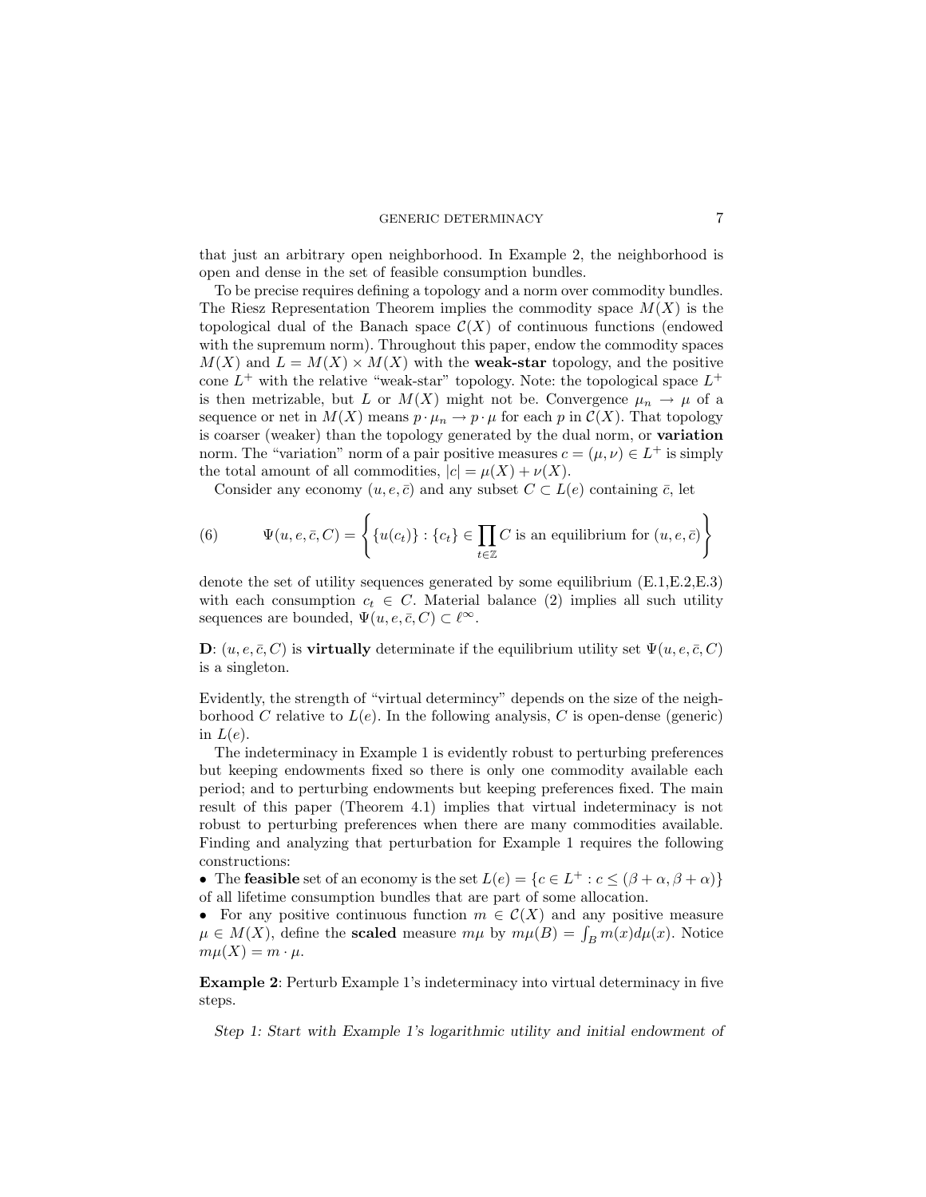that just an arbitrary open neighborhood. In Example 2, the neighborhood is open and dense in the set of feasible consumption bundles.

To be precise requires defining a topology and a norm over commodity bundles. The Riesz Representation Theorem implies the commodity space $M(X)$ is the topological dual of the Banach space $\mathcal{C}(X)$ of continuous functions (endowed with the supremum norm). Throughout this paper, endow the commodity spaces $M(X)$ and $L = M(X) \times M(X)$ with the **weak-star** topology, and the positive cone $L^+$ with the relative "weak-star" topology. Note: the topological space $L^+$ is then metrizable, but $L$ or $M(X)$ might not be. Convergence $\mu_n \to \mu$ of a sequence or net in $M(X)$ means $p \cdot \mu_n \to p \cdot \mu$ for each $p$ in $\mathcal{C}(X)$. That topology is coarser (weaker) than the topology generated by the dual norm, or **variation** norm. The "variation" norm of a pair positive measures $c = (\mu, \nu) \in L^+$ is simply the total amount of all commodities, $|c| = \mu(X) + \nu(X)$.

Consider any economy $(u, e, \bar{c})$ and any subset $C \subset L(e)$ containing $\bar{c}$, let

$$\Psi(u, e, \bar{c}, C) = \left\{ \{u(c_t)\} : \{c_t\} \in \prod_{t \in \mathbb{Z}} C \text{ is an equilibrium for } (u, e, \bar{c}) \right\} \tag{6}$$

denote the set of utility sequences generated by some equilibrium (E.1,E.2,E.3) with each consumption $c_t \in C$. Material balance (2) implies all such utility sequences are bounded, $\Psi(u, e, \bar{c}, C) \subset \ell^\infty$.

**D**: $(u, e, \bar{c}, C)$ is **virtually** determinate if the equilibrium utility set $\Psi(u, e, \bar{c}, C)$ is a singleton.

Evidently, the strength of "virtual determincy" depends on the size of the neighborhood $C$ relative to $L(e)$. In the following analysis, $C$ is open-dense (generic) in $L(e)$.

The indeterminacy in Example 1 is evidently robust to perturbing preferences but keeping endowments fixed so there is only one commodity available each period; and to perturbing endowments but keeping preferences fixed. The main result of this paper (Theorem 4.1) implies that virtual indeterminacy is not robust to perturbing preferences when there are many commodities available. Finding and analyzing that perturbation for Example 1 requires the following constructions:

- The **feasible** set of an economy is the set $L(e) = \{c \in L^+ : c \leq (\beta + \alpha, \beta + \alpha)\}$ of all lifetime consumption bundles that are part of some allocation.
- For any positive continuous function $m \in \mathcal{C}(X)$ and any positive measure $\mu \in M(X)$, define the **scaled** measure $m\mu$ by $m\mu(B) = \int_B m(x) d\mu(x)$. Notice $m\mu(X) = m \cdot \mu$.

**Example 2**: Perturb Example 1's indeterminacy into virtual determinacy in five steps.

*Step 1: Start with Example 1's logarithmic utility and initial endowment of*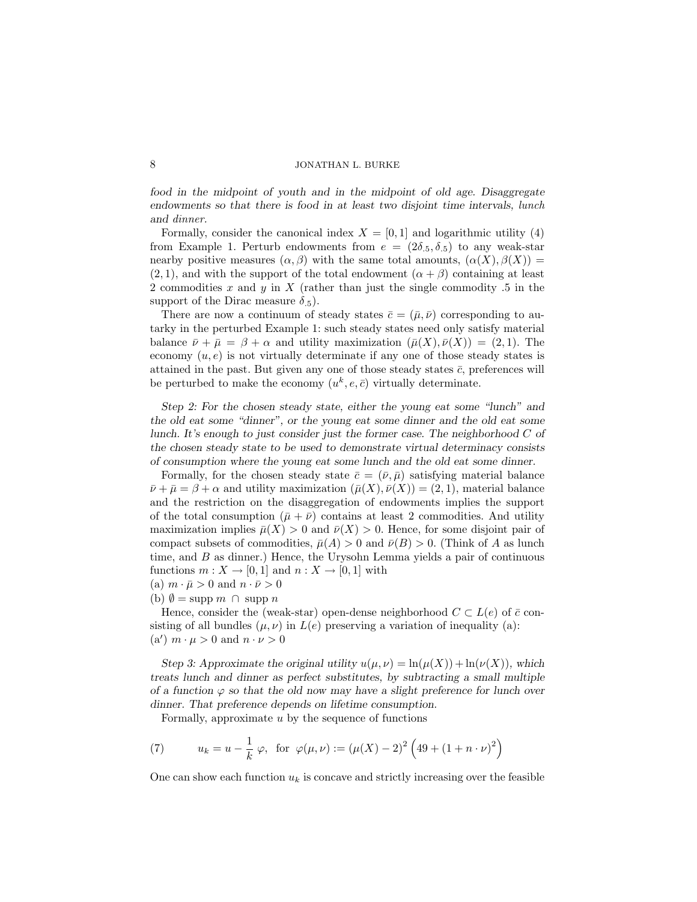*food in the midpoint of youth and in the midpoint of old age. Disaggregate endowments so that there is food in at least two disjoint time intervals, lunch and dinner.*

Formally, consider the canonical index $X = [0, 1]$ and logarithmic utility (4) from Example 1. Perturb endowments from $e = (2\delta_{.5}, \delta_{.5})$ to any weak-star nearby positive measures $(\alpha, \beta)$ with the same total amounts, $(\alpha(X), \beta(X)) = (2, 1)$, and with the support of the total endowment $(\alpha + \beta)$ containing at least 2 commodities $x$ and $y$ in $X$ (rather than just the single commodity .5 in the support of the Dirac measure $\delta_{.5}$).

There are now a continuum of steady states $\bar{c} = (\bar{\mu}, \bar{\nu})$ corresponding to autarky in the perturbed Example 1: such steady states need only satisfy material balance $\bar{\nu} + \bar{\mu} = \beta + \alpha$ and utility maximization $(\bar{\mu}(X), \bar{\nu}(X)) = (2, 1)$. The economy $(u, e)$ is not virtually determinate if any one of those steady states is attained in the past. But given any one of those steady states $\bar{c}$, preferences will be perturbed to make the economy $(u^k, e, \bar{c})$ virtually determinate.

*Step 2: For the chosen steady state, either the young eat some "lunch" and the old eat some "dinner", or the young eat some dinner and the old eat some lunch. It's enough to just consider just the former case. The neighborhood $C$ of the chosen steady state to be used to demonstrate virtual determinacy consists of consumption where the young eat some lunch and the old eat some dinner.*

Formally, for the chosen steady state $\bar{c} = (\bar{\nu}, \bar{\mu})$ satisfying material balance $\bar{\nu} + \bar{\mu} = \beta + \alpha$ and utility maximization $(\bar{\mu}(X), \bar{\nu}(X)) = (2, 1)$, material balance and the restriction on the disaggregation of endowments implies the support of the total consumption $(\bar{\mu} + \bar{\nu})$ contains at least 2 commodities. And utility maximization implies $\bar{\mu}(X) > 0$ and $\bar{\nu}(X) > 0$. Hence, for some disjoint pair of compact subsets of commodities, $\bar{\mu}(A) > 0$ and $\bar{\nu}(B) > 0$. (Think of $A$ as lunch time, and $B$ as dinner.) Hence, the Urysohn Lemma yields a pair of continuous functions $m : X \to [0, 1]$ and $n : X \to [0, 1]$ with

(a) $m \cdot \bar{\mu} > 0$ and $n \cdot \bar{\nu} > 0$

(b) $\emptyset = \text{supp } m \cap \text{supp } n$

Hence, consider the (weak-star) open-dense neighborhood $C \subset L(e)$ of $\bar{c}$ consisting of all bundles $(\mu, \nu)$ in $L(e)$ preserving a variation of inequality (a):

(a$'$) $m \cdot \mu > 0$ and $n \cdot \nu > 0$

*Step 3: Approximate the original utility $u(\mu, \nu) = \ln(\mu(X)) + \ln(\nu(X))$, which treats lunch and dinner as perfect substitutes, by subtracting a small multiple of a function $\varphi$ so that the old now may have a slight preference for lunch over dinner. That preference depends on lifetime consumption.*

Formally, approximate $u$ by the sequence of functions

$$u_k = u - \frac{1}{k}\,\varphi, \quad \text{for } \varphi(\mu, \nu) := (\mu(X) - 2)^2 \left(49 + (1 + n \cdot \nu)^2\right) \tag{7}$$

One can show each function $u_k$ is concave and strictly increasing over the feasible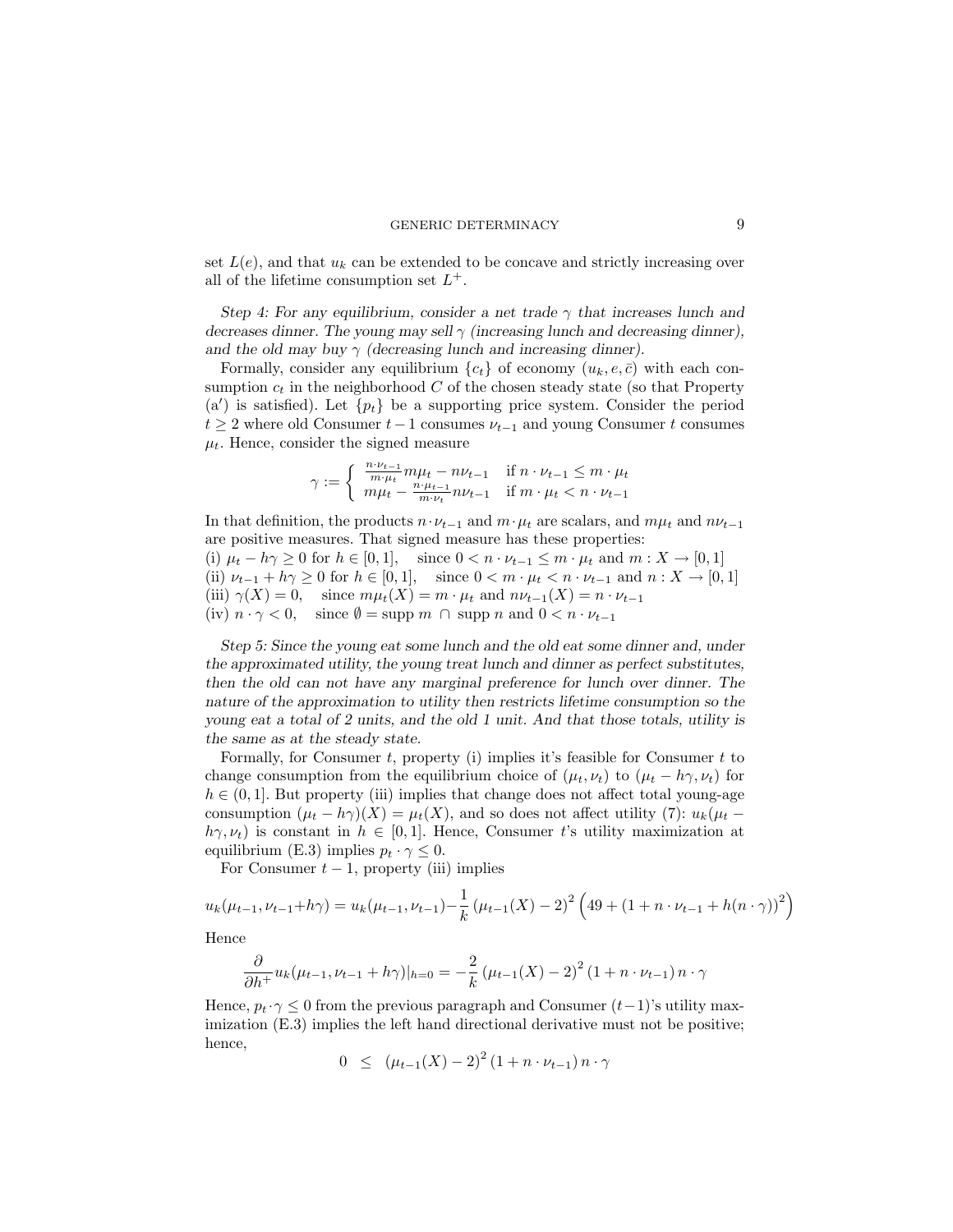set $L(e)$, and that $u_k$ can be extended to be concave and strictly increasing over all of the lifetime consumption set $L^+$.

*Step 4: For any equilibrium, consider a net trade $\gamma$ that increases lunch and decreases dinner. The young may sell $\gamma$ (increasing lunch and decreasing dinner), and the old may buy $\gamma$ (decreasing lunch and increasing dinner).*

Formally, consider any equilibrium $\{c_t\}$ of economy $(u_k, e, \bar{c})$ with each consumption $c_t$ in the neighborhood $C$ of the chosen steady state (so that Property (a$'$) is satisfied). Let $\{p_t\}$ be a supporting price system. Consider the period $t \geq 2$ where old Consumer $t-1$ consumes $\nu_{t-1}$ and young Consumer $t$ consumes $\mu_t$. Hence, consider the signed measure

$$\gamma := \begin{cases} \frac{n \cdot \nu_{t-1}}{m \cdot \mu_t} m\mu_t - n\nu_{t-1} & \text{if } n \cdot \nu_{t-1} \leq m \cdot \mu_t \\ m\mu_t - \frac{n \cdot \mu_{t-1}}{m \cdot \nu_t} n\nu_{t-1} & \text{if } m \cdot \mu_t < n \cdot \nu_{t-1} \end{cases}$$

In that definition, the products $n \cdot \nu_{t-1}$ and $m \cdot \mu_t$ are scalars, and $m\mu_t$ and $n\nu_{t-1}$ are positive measures. That signed measure has these properties:

(i) $\mu_t - h\gamma \geq 0$ for $h \in [0, 1]$, since $0 < n \cdot \nu_{t-1} \leq m \cdot \mu_t$ and $m : X \to [0, 1]$
(ii) $\nu_{t-1} + h\gamma \geq 0$ for $h \in [0, 1]$, since $0 < m \cdot \mu_t < n \cdot \nu_{t-1}$ and $n : X \to [0, 1]$
(iii) $\gamma(X) = 0$, since $m\mu_t(X) = m \cdot \mu_t$ and $n\nu_{t-1}(X) = n \cdot \nu_{t-1}$
(iv) $n \cdot \gamma < 0$, since $\emptyset = \text{supp } m \cap \text{supp } n$ and $0 < n \cdot \nu_{t-1}$

*Step 5: Since the young eat some lunch and the old eat some dinner and, under the approximated utility, the young treat lunch and dinner as perfect substitutes, then the old can not have any marginal preference for lunch over dinner. The nature of the approximation to utility then restricts lifetime consumption so the young eat a total of 2 units, and the old 1 unit. And that those totals, utility is the same as at the steady state.*

Formally, for Consumer $t$, property (i) implies it's feasible for Consumer $t$ to change consumption from the equilibrium choice of $(\mu_t, \nu_t)$ to $(\mu_t - h\gamma, \nu_t)$ for $h \in (0, 1]$. But property (iii) implies that change does not affect total young-age consumption $(\mu_t - h\gamma)(X) = \mu_t(X)$, and so does not affect utility (7): $u_k(\mu_t - h\gamma, \nu_t)$ is constant in $h \in [0, 1]$. Hence, Consumer $t$'s utility maximization at equilibrium (E.3) implies $p_t \cdot \gamma \leq 0$.

For Consumer $t-1$, property (iii) implies

$$u_k(\mu_{t-1}, \nu_{t-1} + h\gamma) = u_k(\mu_{t-1}, \nu_{t-1}) - \frac{1}{k} \left(\mu_{t-1}(X) - 2\right)^2 \left(49 + \left(1 + n \cdot \nu_{t-1} + h(n \cdot \gamma)\right)^2\right)$$

Hence

$$\frac{\partial}{\partial h^+} u_k(\mu_{t-1}, \nu_{t-1} + h\gamma)|_{h=0} = -\frac{2}{k} \left(\mu_{t-1}(X) - 2\right)^2 \left(1 + n \cdot \nu_{t-1}\right) n \cdot \gamma$$

Hence, $p_t \cdot \gamma \leq 0$ from the previous paragraph and Consumer $(t-1)$'s utility maximization (E.3) implies the left hand directional derivative must not be positive; hence,

$$0 \leq \left(\mu_{t-1}(X) - 2\right)^2 \left(1 + n \cdot \nu_{t-1}\right) n \cdot \gamma$$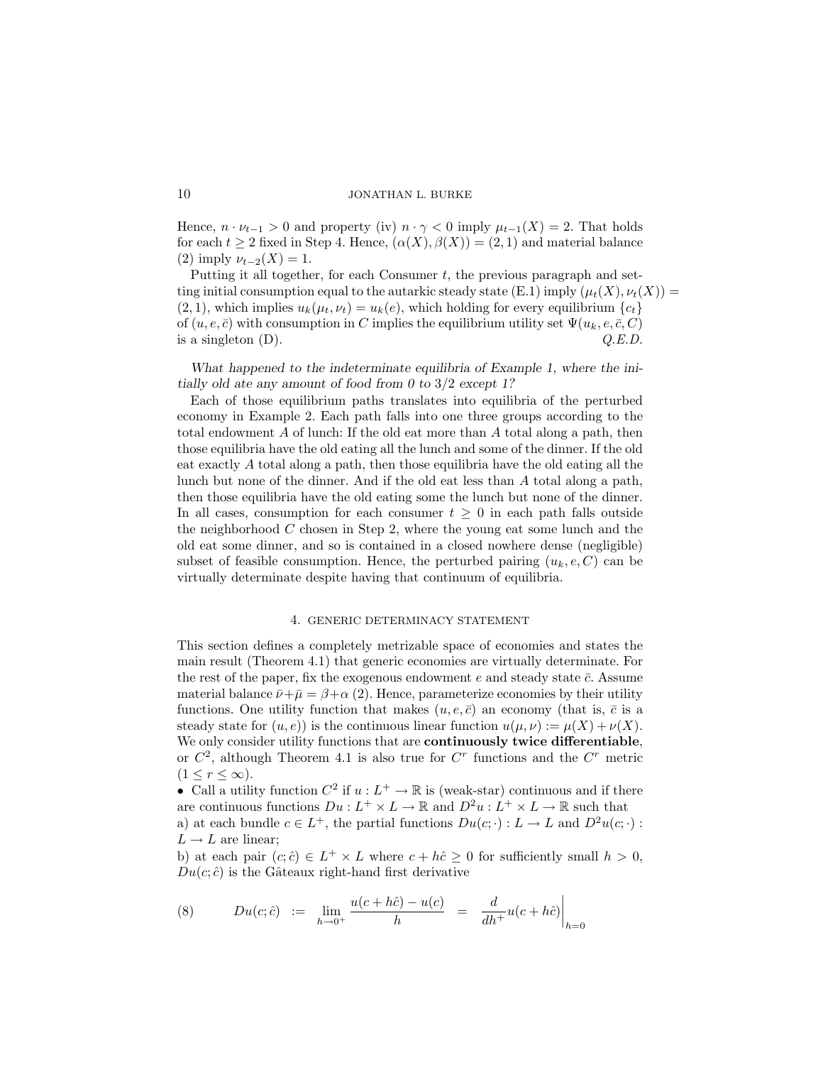Hence, $n \cdot \nu_{t-1} > 0$ and property (iv) $n \cdot \gamma < 0$ imply $\mu_{t-1}(X) = 2$. That holds for each $t \geq 2$ fixed in Step 4. Hence, $(\alpha(X), \beta(X)) = (2, 1)$ and material balance (2) imply $\nu_{t-2}(X) = 1$.

Putting it all together, for each Consumer $t$, the previous paragraph and setting initial consumption equal to the autarkic steady state (E.1) imply $(\mu_t(X), \nu_t(X)) = (2, 1)$, which implies $u_k(\mu_t, \nu_t) = u_k(e)$, which holding for every equilibrium $\{c_t\}$ of $(u, e, \bar{c})$ with consumption in $C$ implies the equilibrium utility set $\Psi(u_k, e, \bar{c}, C)$ is a singleton (D). *Q.E.D.*

*What happened to the indeterminate equilibria of Example 1, where the initially old ate any amount of food from 0 to 3/2 except 1?*

Each of those equilibrium paths translates into equilibria of the perturbed economy in Example 2. Each path falls into one three groups according to the total endowment $A$ of lunch: If the old eat more than $A$ total along a path, then those equilibria have the old eating all the lunch and some of the dinner. If the old eat exactly $A$ total along a path, then those equilibria have the old eating all the lunch but none of the dinner. And if the old eat less than $A$ total along a path, then those equilibria have the old eating some the lunch but none of the dinner. In all cases, consumption for each consumer $t \geq 0$ in each path falls outside the neighborhood $C$ chosen in Step 2, where the young eat some lunch and the old eat some dinner, and so is contained in a closed nowhere dense (negligible) subset of feasible consumption. Hence, the perturbed pairing $(u_k, e, C)$ can be virtually determinate despite having that continuum of equilibria.

## 4. Generic determinacy statement

This section defines a completely metrizable space of economies and states the main result (Theorem 4.1) that generic economies are virtually determinate. For the rest of the paper, fix the exogenous endowment $e$ and steady state $\bar{c}$. Assume material balance $\bar{\nu} + \bar{\mu} = \beta + \alpha$ (2). Hence, parameterize economies by their utility functions. One utility function that makes $(u, e, \bar{c})$ an economy (that is, $\bar{c}$ is a steady state for $(u, e)$) is the continuous linear function $u(\mu, \nu) := \mu(X) + \nu(X)$. We only consider utility functions that are **continuously twice differentiable**, or $C^2$, although Theorem 4.1 is also true for $C^r$ functions and the $C^r$ metric $(1 \leq r \leq \infty)$.

- Call a utility function $C^2$ if $u : L^+ \to \mathbb{R}$ is (weak-star) continuous and if there are continuous functions $Du : L^+ \times L \to \mathbb{R}$ and $D^2u : L^+ \times L \to \mathbb{R}$ such that

a) at each bundle $c \in L^+$, the partial functions $Du(c; \cdot) : L \to L$ and $D^2u(c; \cdot) : L \to L$ are linear;

b) at each pair $(c; \hat{c}) \in L^+ \times L$ where $c + h\hat{c} \geq 0$ for sufficiently small $h > 0$, $Du(c; \hat{c})$ is the Gâteaux right-hand first derivative

$$
(8) \qquad Du(c; \hat{c}) \;\; := \;\; \lim_{h \to 0^+} \frac{u(c + h\hat{c}) - u(c)}{h} \;\; = \;\; \frac{d}{dh^+} u(c + h\hat{c}) \bigg|_{h=0}
$$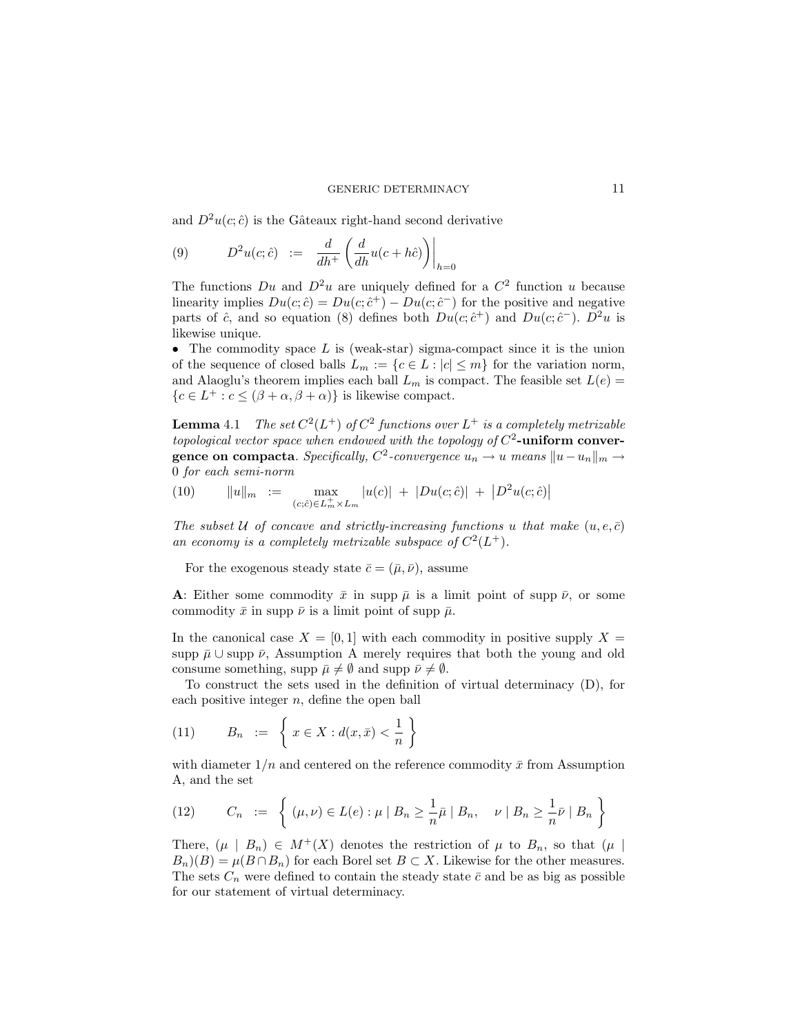and $D^2u(c;\hat{c})$ is the Gâteaux right-hand second derivative

$$
(9) \qquad D^2u(c;\hat{c}) \;:=\; \frac{d}{dh^+}\left(\frac{d}{dh}u(c+h\hat{c})\right)\bigg|_{h=0}
$$

The functions $Du$ and $D^2u$ are uniquely defined for a $C^2$ function $u$ because linearity implies $Du(c;\hat{c}) = Du(c;\hat{c}^+) - Du(c;\hat{c}^-)$ for the positive and negative parts of $\hat{c}$, and so equation (8) defines both $Du(c;\hat{c}^+)$ and $Du(c;\hat{c}^-)$. $D^2u$ is likewise unique.

- The commodity space $L$ is (weak-star) sigma-compact since it is the union of the sequence of closed balls $L_m := \{c \in L : |c| \le m\}$ for the variation norm, and Alaoglu's theorem implies each ball $L_m$ is compact. The feasible set $L(e) = \{c \in L^+ : c \le (\beta+\alpha, \beta+\alpha)\}$ is likewise compact.

**Lemma** 4.1 *The set $C^2(L^+)$ of $C^2$ functions over $L^+$ is a completely metrizable topological vector space when endowed with the topology of* $C^2$**-uniform convergence on compacta**. *Specifically, $C^2$-convergence $u_n \to u$ means $\|u - u_n\|_m \to 0$ for each semi-norm*

$$
(10) \qquad \|u\|_m \;:=\; \max_{(c;\hat{c})\in L_m^+\times L_m} |u(c)| \;+\; |Du(c;\hat{c})| \;+\; \left|D^2u(c;\hat{c})\right|
$$

*The subset $\mathcal{U}$ of concave and strictly-increasing functions $u$ that make $(u, e, \bar{c})$ an economy is a completely metrizable subspace of $C^2(L^+)$.*

For the exogenous steady state $\bar{c} = (\bar{\mu}, \bar{\nu})$, assume

**A**: Either some commodity $\bar{x}$ in supp $\bar{\mu}$ is a limit point of supp $\bar{\nu}$, or some commodity $\bar{x}$ in supp $\bar{\nu}$ is a limit point of supp $\bar{\mu}$.

In the canonical case $X = [0,1]$ with each commodity in positive supply $X = \text{supp}\,\bar{\mu} \cup \text{supp}\,\bar{\nu}$, Assumption A merely requires that both the young and old consume something, supp $\bar{\mu} \neq \emptyset$ and supp $\bar{\nu} \neq \emptyset$.

To construct the sets used in the definition of virtual determinacy (D), for each positive integer $n$, define the open ball

$$
(11) \qquad B_n \;:=\; \left\{\, x \in X : d(x, \bar{x}) < \frac{1}{n} \,\right\}
$$

with diameter $1/n$ and centered on the reference commodity $\bar{x}$ from Assumption A, and the set

$$
(12) \qquad C_n \;:=\; \left\{\, (\mu,\nu) \in L(e) : \mu \mid B_n \ge \frac{1}{n}\bar{\mu} \mid B_n, \quad \nu \mid B_n \ge \frac{1}{n}\bar{\nu} \mid B_n \,\right\}
$$

There, $(\mu \mid B_n) \in M^+(X)$ denotes the restriction of $\mu$ to $B_n$, so that $(\mu \mid B_n)(B) = \mu(B \cap B_n)$ for each Borel set $B \subset X$. Likewise for the other measures. The sets $C_n$ were defined to contain the steady state $\bar{c}$ and be as big as possible for our statement of virtual determinacy.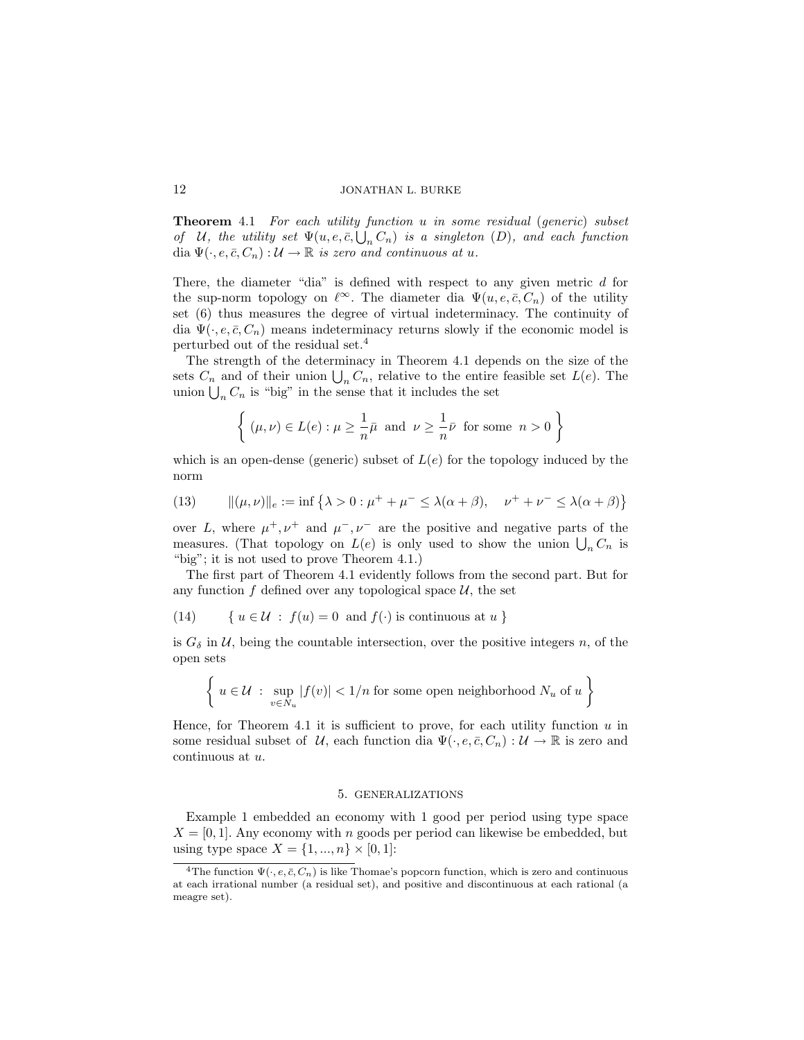**Theorem** 4.1 *For each utility function $u$ in some residual (generic) subset of $\mathcal{U}$, the utility set $\Psi(u, e, \bar{c}, \bigcup_n C_n)$ is a singleton (D), and each function* dia $\Psi(\cdot, e, \bar{c}, C_n) : \mathcal{U} \to \mathbb{R}$ *is zero and continuous at $u$.*

There, the diameter "dia" is defined with respect to any given metric $d$ for the sup-norm topology on $\ell^\infty$. The diameter dia $\Psi(u, e, \bar{c}, C_n)$ of the utility set (6) thus measures the degree of virtual indeterminacy. The continuity of dia $\Psi(\cdot, e, \bar{c}, C_n)$ means indeterminacy returns slowly if the economic model is perturbed out of the residual set.[4]

The strength of the determinacy in Theorem 4.1 depends on the size of the sets $C_n$ and of their union $\bigcup_n C_n$, relative to the entire feasible set $L(e)$. The union $\bigcup_n C_n$ is "big" in the sense that it includes the set

$$\left\{ \; (\mu, \nu) \in L(e) : \mu \geq \frac{1}{n}\bar{\mu} \; \text{ and } \; \nu \geq \frac{1}{n}\bar{\nu} \; \text{ for some } \; n > 0 \; \right\}$$

which is an open-dense (generic) subset of $L(e)$ for the topology induced by the norm

$$\|(\mu, \nu)\|_e := \inf \left\{ \lambda > 0 : \mu^+ + \mu^- \leq \lambda(\alpha + \beta), \quad \nu^+ + \nu^- \leq \lambda(\alpha + \beta) \right\} \tag{13}$$

over $L$, where $\mu^+, \nu^+$ and $\mu^-, \nu^-$ are the positive and negative parts of the measures. (That topology on $L(e)$ is only used to show the union $\bigcup_n C_n$ is "big"; it is not used to prove Theorem 4.1.)

The first part of Theorem 4.1 evidently follows from the second part. But for any function $f$ defined over any topological space $\mathcal{U}$, the set

$$\{ \; u \in \mathcal{U} \; : \; f(u) = 0 \; \text{ and } f(\cdot) \text{ is continuous at } u \; \} \tag{14}$$

is $G_\delta$ in $\mathcal{U}$, being the countable intersection, over the positive integers $n$, of the open sets

$$\left\{ \; u \in \mathcal{U} \; : \; \sup_{v \in N_u} |f(v)| < 1/n \text{ for some open neighborhood } N_u \text{ of } u \; \right\}$$

Hence, for Theorem 4.1 it is sufficient to prove, for each utility function $u$ in some residual subset of $\mathcal{U}$, each function dia $\Psi(\cdot, e, \bar{c}, C_n) : \mathcal{U} \to \mathbb{R}$ is zero and continuous at $u$.

## 5. Generalizations

Example 1 embedded an economy with 1 good per period using type space $X = [0, 1]$. Any economy with $n$ goods per period can likewise be embedded, but using type space $X = \{1, ..., n\} \times [0, 1]$:

---

[4] The function $\Psi(\cdot, e, \bar{c}, C_n)$ is like Thomae's popcorn function, which is zero and continuous at each irrational number (a residual set), and positive and discontinuous at each rational (a meagre set).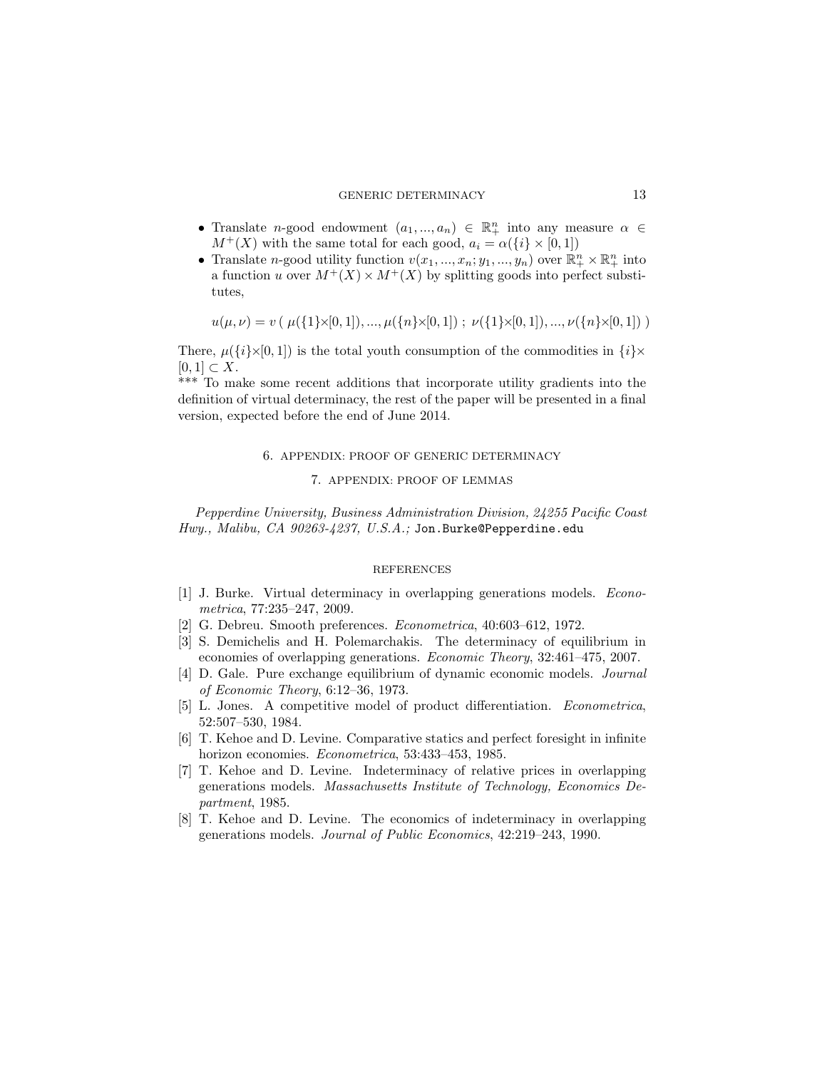- Translate $n$-good endowment $(a_1, ..., a_n) \in \mathbb{R}^n_+$ into any measure $\alpha \in M^+(X)$ with the same total for each good, $a_i = \alpha(\{i\} \times [0,1])$
- Translate $n$-good utility function $v(x_1, ..., x_n; y_1, ..., y_n)$ over $\mathbb{R}^n_+ \times \mathbb{R}^n_+$ into a function $u$ over $M^+(X) \times M^+(X)$ by splitting goods into perfect substitutes,

$$u(\mu, \nu) = v\,(\,\mu(\{1\}\times[0,1]), ..., \mu(\{n\}\times[0,1])\,;\,\nu(\{1\}\times[0,1]), ..., \nu(\{n\}\times[0,1])\,)$$

There, $\mu(\{i\}\times[0,1])$ is the total youth consumption of the commodities in $\{i\}\times[0,1] \subset X$.

*** To make some recent additions that incorporate utility gradients into the definition of virtual determinacy, the rest of the paper will be presented in a final version, expected before the end of June 2014.

## 6. Appendix: Proof of Generic Determinacy

## 7. Appendix: Proof of Lemmas

*Pepperdine University, Business Administration Division, 24255 Pacific Coast Hwy., Malibu, CA 90263-4237, U.S.A.;* Jon.Burke@Pepperdine.edu

## References

[1] J. Burke. Virtual determinacy in overlapping generations models. *Econometrica*, 77:235–247, 2009.

[2] G. Debreu. Smooth preferences. *Econometrica*, 40:603–612, 1972.

[3] S. Demichelis and H. Polemarchakis. The determinacy of equilibrium in economies of overlapping generations. *Economic Theory*, 32:461–475, 2007.

[4] D. Gale. Pure exchange equilibrium of dynamic economic models. *Journal of Economic Theory*, 6:12–36, 1973.

[5] L. Jones. A competitive model of product differentiation. *Econometrica*, 52:507–530, 1984.

[6] T. Kehoe and D. Levine. Comparative statics and perfect foresight in infinite horizon economies. *Econometrica*, 53:433–453, 1985.

[7] T. Kehoe and D. Levine. Indeterminacy of relative prices in overlapping generations models. *Massachusetts Institute of Technology, Economics Department*, 1985.

[8] T. Kehoe and D. Levine. The economics of indeterminacy in overlapping generations models. *Journal of Public Economics*, 42:219–243, 1990.